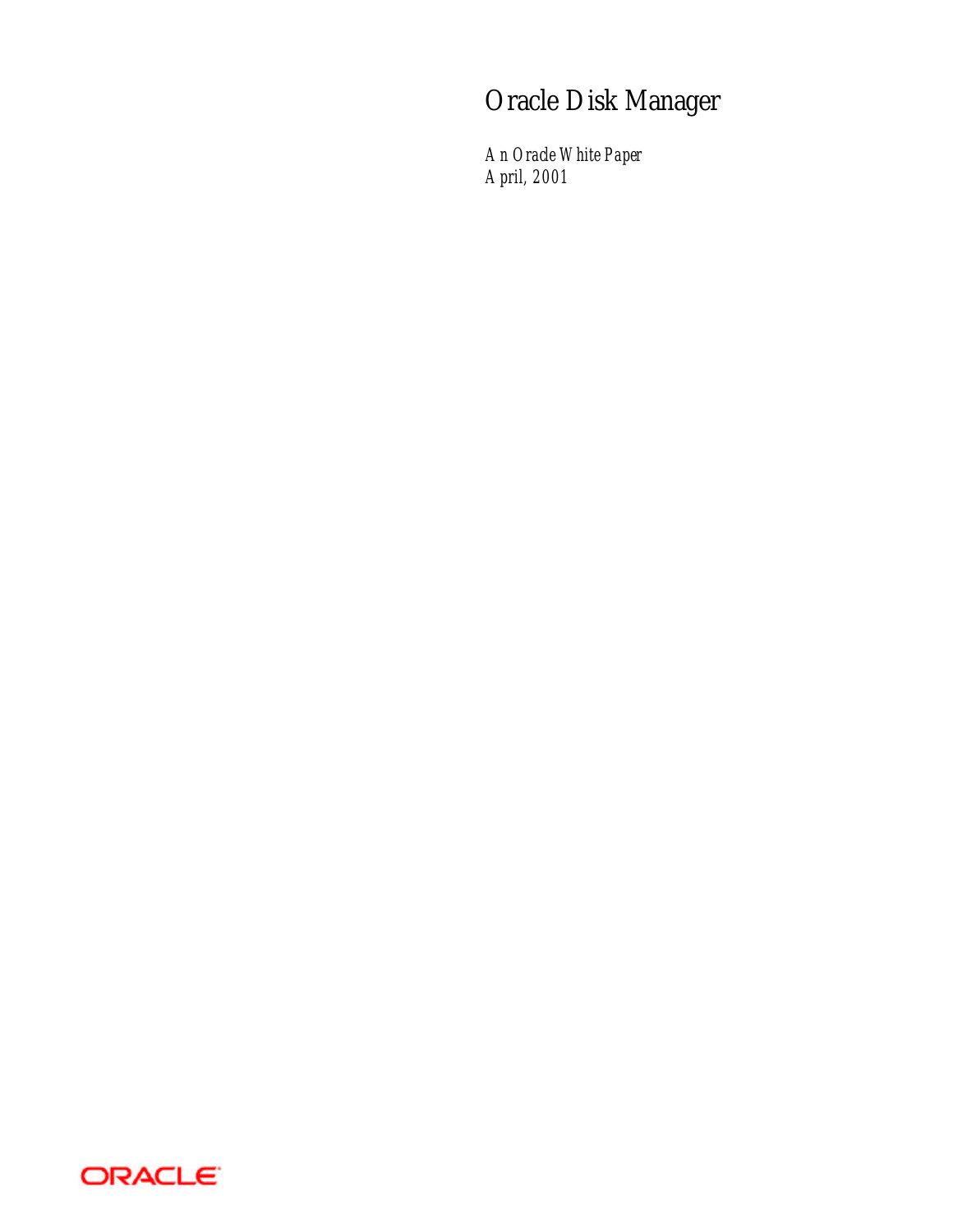# Oracle Disk Manager

*An Oracle White Paper*
*April, 2001*

ORACLE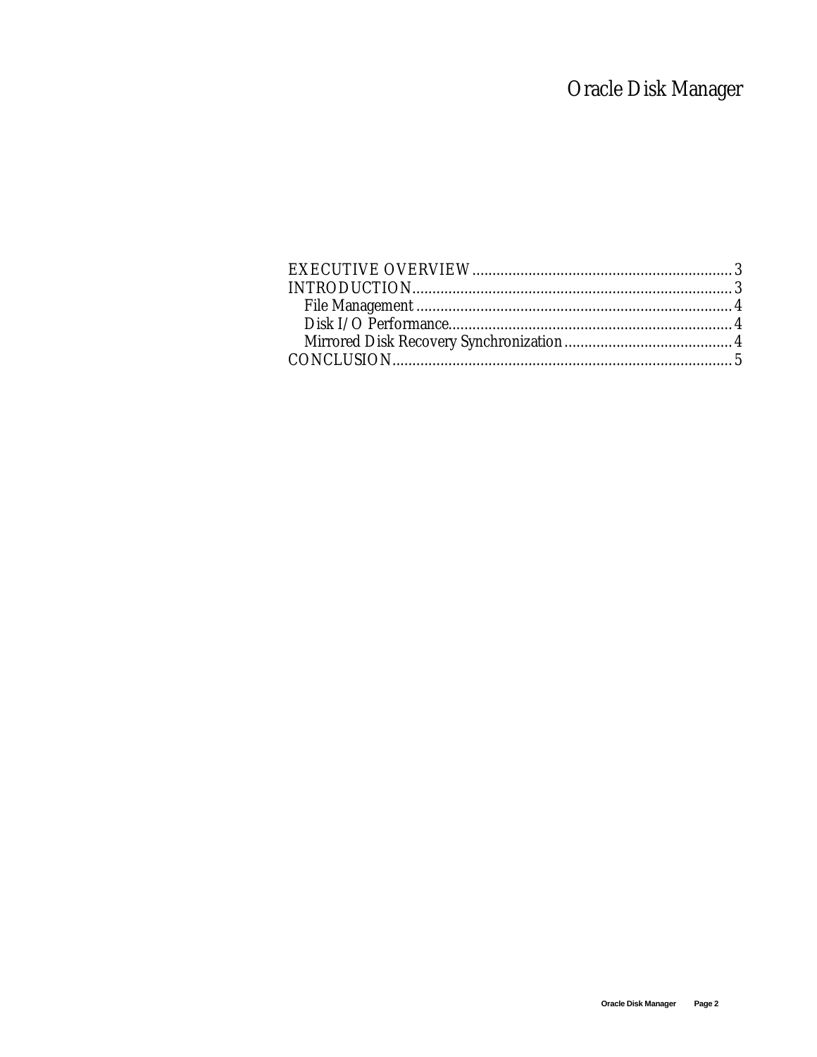# Oracle Disk Manager

EXECUTIVE OVERVIEW ........................................................................ 3
INTRODUCTION ................................................................................... 3
    File Management ............................................................................ 4
    Disk I/O Performance ...................................................................... 4
    Mirrored Disk Recovery Synchronization ......................................... 4
CONCLUSION ..................................................................................... 5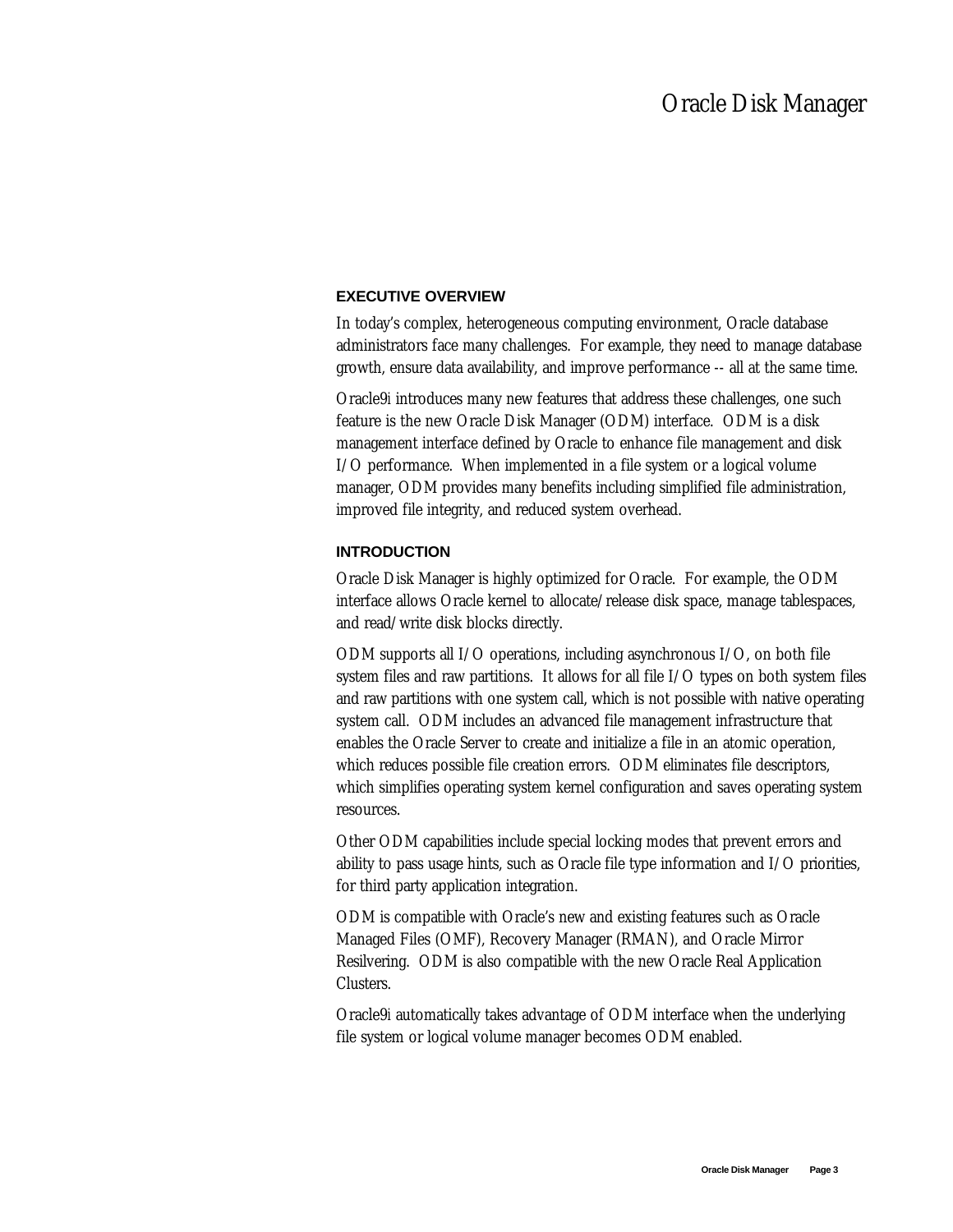# Oracle Disk Manager

## EXECUTIVE OVERVIEW

In today's complex, heterogeneous computing environment, Oracle database administrators face many challenges. For example, they need to manage database growth, ensure data availability, and improve performance -- all at the same time.

Oracle9*i* introduces many new features that address these challenges, one such feature is the new Oracle Disk Manager (ODM) interface. ODM is a disk management interface defined by Oracle to enhance file management and disk I/O performance. When implemented in a file system or a logical volume manager, ODM provides many benefits including simplified file administration, improved file integrity, and reduced system overhead.

## INTRODUCTION

Oracle Disk Manager is highly optimized for Oracle. For example, the ODM interface allows Oracle kernel to allocate/release disk space, manage tablespaces, and read/write disk blocks directly.

ODM supports all I/O operations, including asynchronous I/O, on both file system files and raw partitions. It allows for all file I/O types on both system files and raw partitions with one system call, which is not possible with native operating system call. ODM includes an advanced file management infrastructure that enables the Oracle Server to create and initialize a file in an atomic operation, which reduces possible file creation errors. ODM eliminates file descriptors, which simplifies operating system kernel configuration and saves operating system resources.

Other ODM capabilities include special locking modes that prevent errors and ability to pass usage hints, such as Oracle file type information and I/O priorities, for third party application integration.

ODM is compatible with Oracle's new and existing features such as Oracle Managed Files (OMF), Recovery Manager (RMAN), and Oracle Mirror Resilvering. ODM is also compatible with the new Oracle Real Application Clusters.

Oracle9*i* automatically takes advantage of ODM interface when the underlying file system or logical volume manager becomes ODM enabled.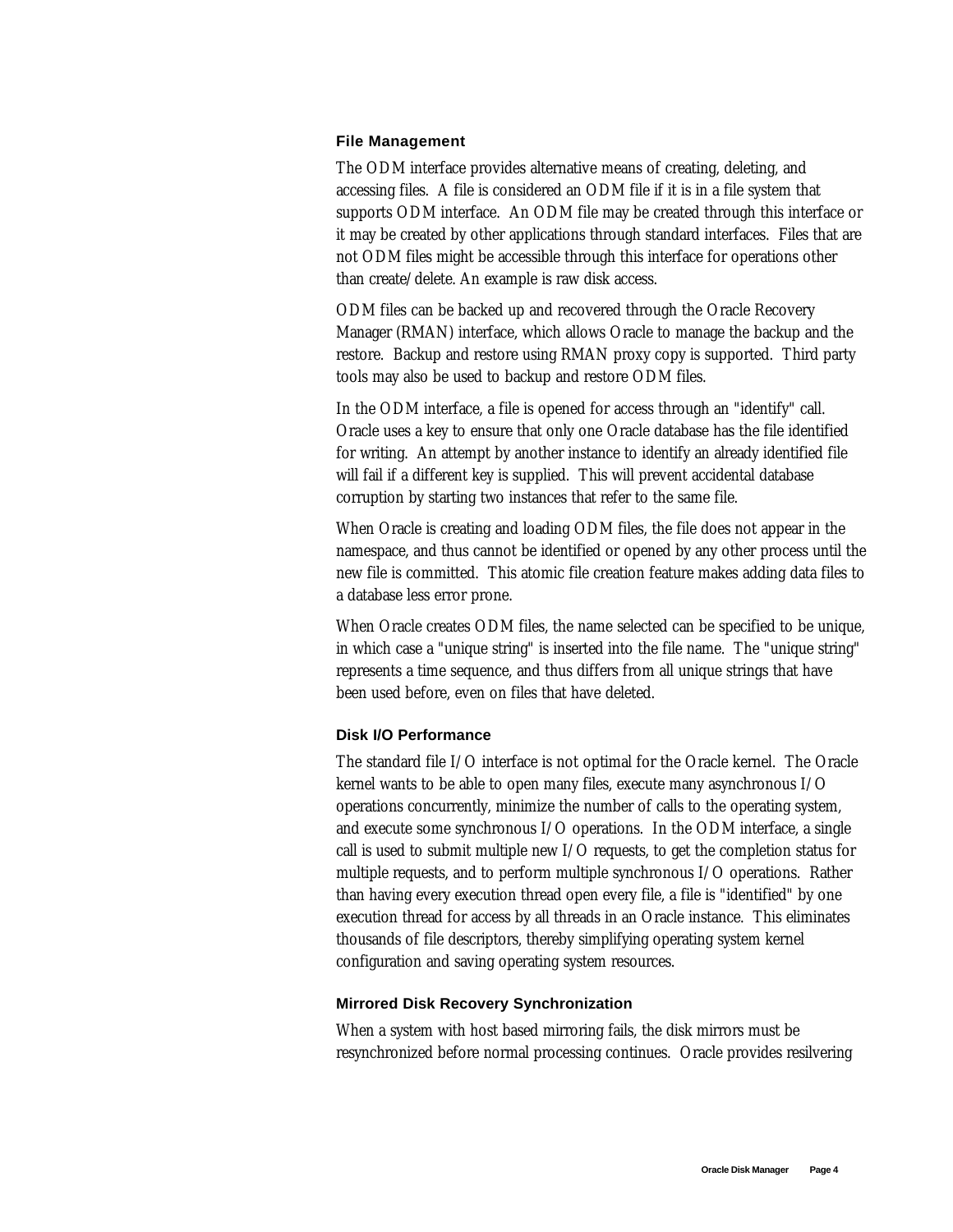### File Management

The ODM interface provides alternative means of creating, deleting, and accessing files. A file is considered an ODM file if it is in a file system that supports ODM interface. An ODM file may be created through this interface or it may be created by other applications through standard interfaces. Files that are not ODM files might be accessible through this interface for operations other than create/delete. An example is raw disk access.

ODM files can be backed up and recovered through the Oracle Recovery Manager (RMAN) interface, which allows Oracle to manage the backup and the restore. Backup and restore using RMAN proxy copy is supported. Third party tools may also be used to backup and restore ODM files.

In the ODM interface, a file is opened for access through an "identify" call. Oracle uses a key to ensure that only one Oracle database has the file identified for writing. An attempt by another instance to identify an already identified file will fail if a different key is supplied. This will prevent accidental database corruption by starting two instances that refer to the same file.

When Oracle is creating and loading ODM files, the file does not appear in the namespace, and thus cannot be identified or opened by any other process until the new file is committed. This atomic file creation feature makes adding data files to a database less error prone.

When Oracle creates ODM files, the name selected can be specified to be unique, in which case a "unique string" is inserted into the file name. The "unique string" represents a time sequence, and thus differs from all unique strings that have been used before, even on files that have deleted.

### Disk I/O Performance

The standard file I/O interface is not optimal for the Oracle kernel. The Oracle kernel wants to be able to open many files, execute many asynchronous I/O operations concurrently, minimize the number of calls to the operating system, and execute some synchronous I/O operations. In the ODM interface, a single call is used to submit multiple new I/O requests, to get the completion status for multiple requests, and to perform multiple synchronous I/O operations. Rather than having every execution thread open every file, a file is "identified" by one execution thread for access by all threads in an Oracle instance. This eliminates thousands of file descriptors, thereby simplifying operating system kernel configuration and saving operating system resources.

### Mirrored Disk Recovery Synchronization

When a system with host based mirroring fails, the disk mirrors must be resynchronized before normal processing continues. Oracle provides resilvering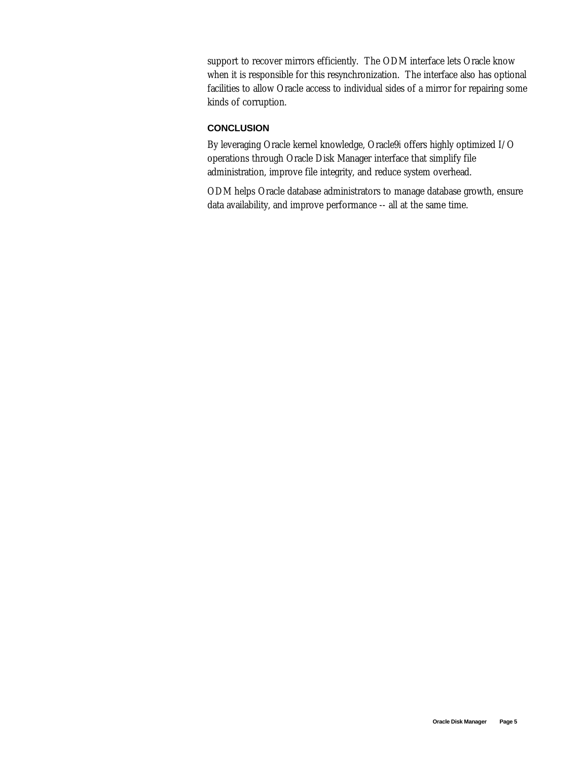support to recover mirrors efficiently. The ODM interface lets Oracle know when it is responsible for this resynchronization. The interface also has optional facilities to allow Oracle access to individual sides of a mirror for repairing some kinds of corruption.

## CONCLUSION

By leveraging Oracle kernel knowledge, Oracle9*i* offers highly optimized I/O operations through Oracle Disk Manager interface that simplify file administration, improve file integrity, and reduce system overhead.

ODM helps Oracle database administrators to manage database growth, ensure data availability, and improve performance -- all at the same time.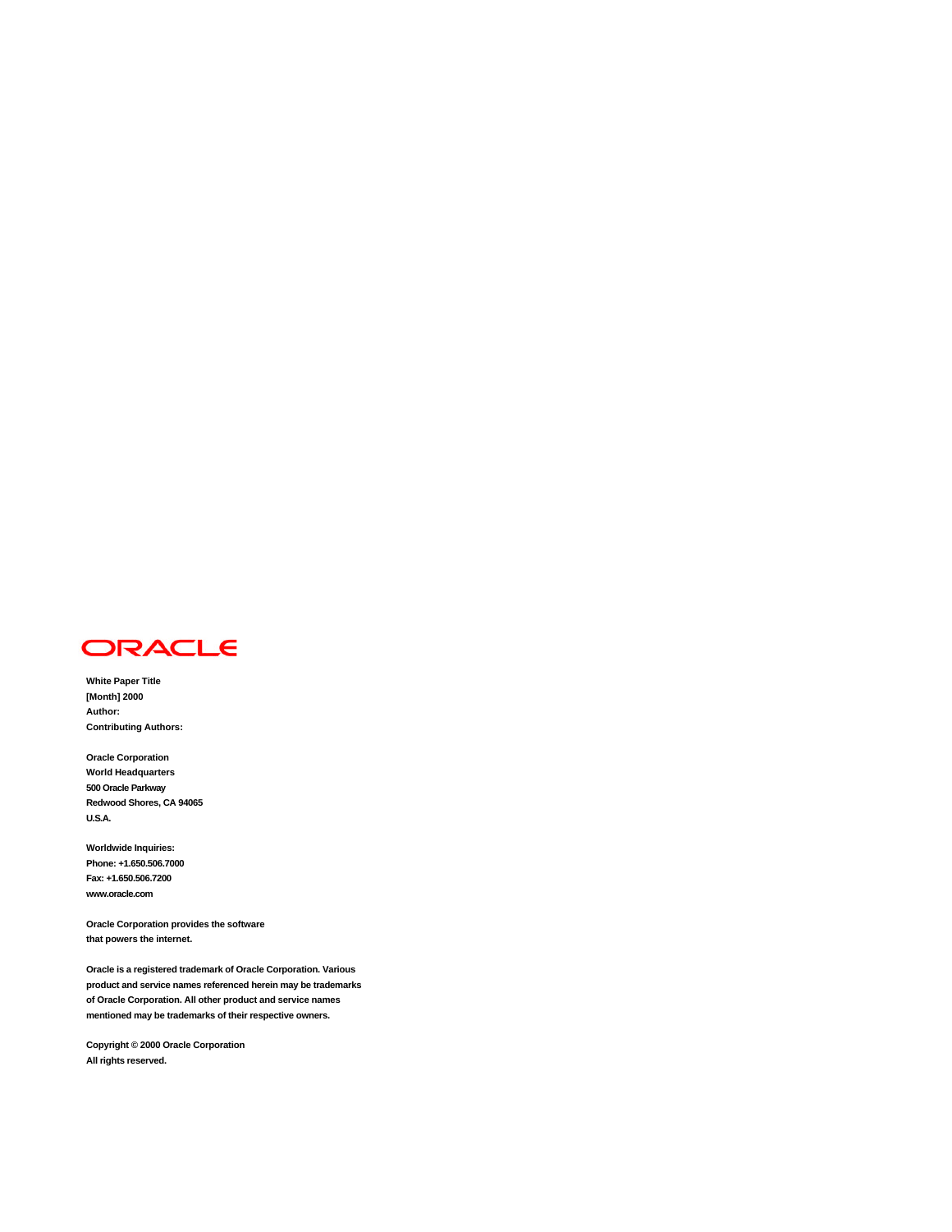ORACLE

**White Paper Title**
**[Month] 2000**
**Author:**
**Contributing Authors:**

**Oracle Corporation**
**World Headquarters**
**500 Oracle Parkway**
**Redwood Shores, CA 94065**
**U.S.A.**

**Worldwide Inquiries:**
**Phone: +1.650.506.7000**
**Fax: +1.650.506.7200**
**www.oracle.com**

**Oracle Corporation provides the software**
**that powers the internet.**

**Oracle is a registered trademark of Oracle Corporation. Various**
**product and service names referenced herein may be trademarks**
**of Oracle Corporation. All other product and service names**
**mentioned may be trademarks of their respective owners.**

**Copyright © 2000 Oracle Corporation**
**All rights reserved.**